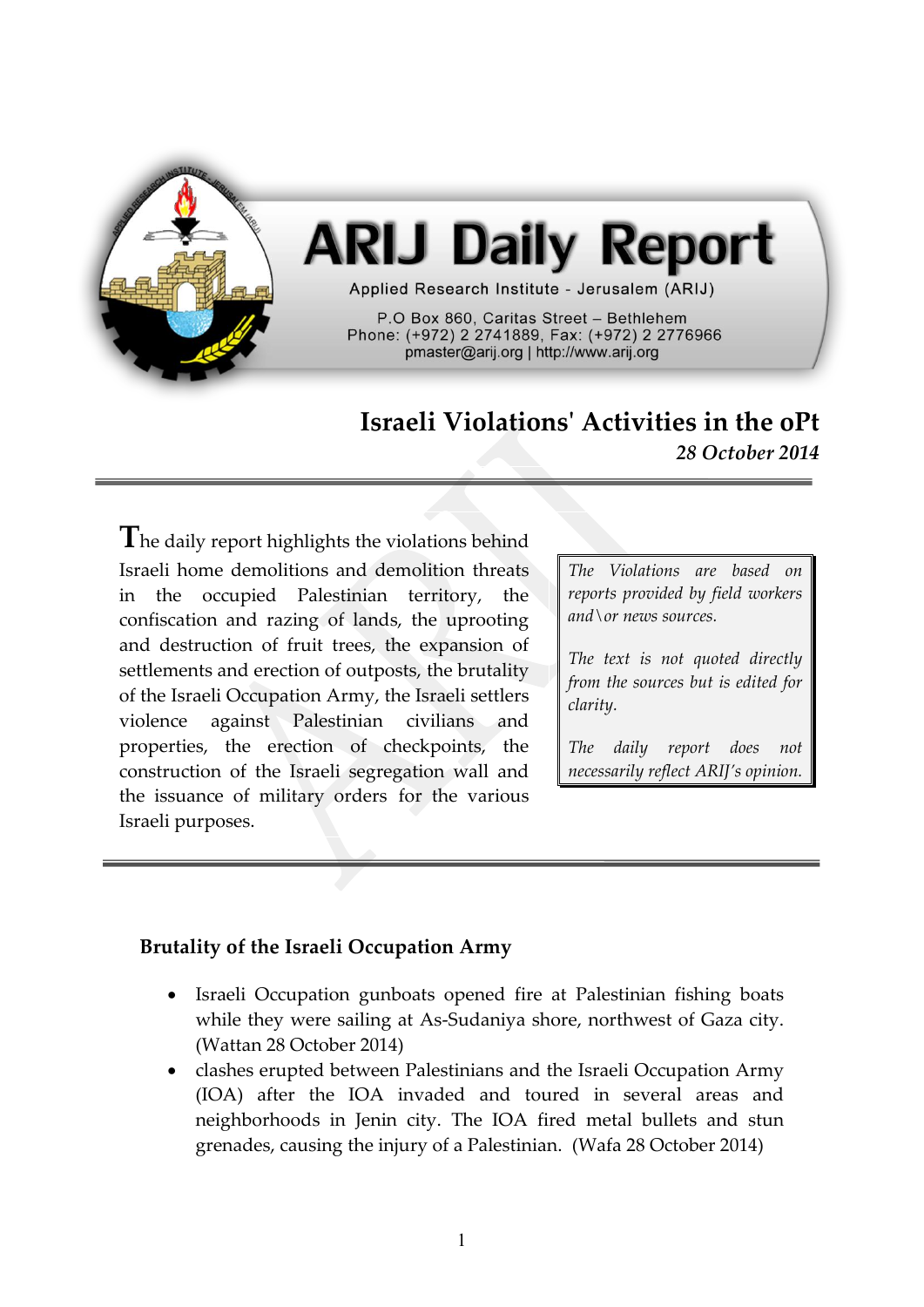# ARIJ Daily Report

Applied Research Institute - Jerusalem (ARIJ)

P.O Box 860, Caritas Street – Bethlehem
Phone: (+972) 2 2741889, Fax: (+972) 2 2776966
pmaster@arij.org | http://www.arij.org

## Israeli Violations' Activities in the oPt

*28 October 2014*

The daily report highlights the violations behind Israeli home demolitions and demolition threats in the occupied Palestinian territory, the confiscation and razing of lands, the uprooting and destruction of fruit trees, the expansion of settlements and erection of outposts, the brutality of the Israeli Occupation Army, the Israeli settlers violence against Palestinian civilians and properties, the erection of checkpoints, the construction of the Israeli segregation wall and the issuance of military orders for the various Israeli purposes.

*The Violations are based on reports provided by field workers and\or news sources.*

*The text is not quoted directly from the sources but is edited for clarity.*

*The daily report does not necessarily reflect ARIJ's opinion.*

### Brutality of the Israeli Occupation Army

- Israeli Occupation gunboats opened fire at Palestinian fishing boats while they were sailing at As-Sudaniya shore, northwest of Gaza city. (Wattan 28 October 2014)
- clashes erupted between Palestinians and the Israeli Occupation Army (IOA) after the IOA invaded and toured in several areas and neighborhoods in Jenin city. The IOA fired metal bullets and stun grenades, causing the injury of a Palestinian. (Wafa 28 October 2014)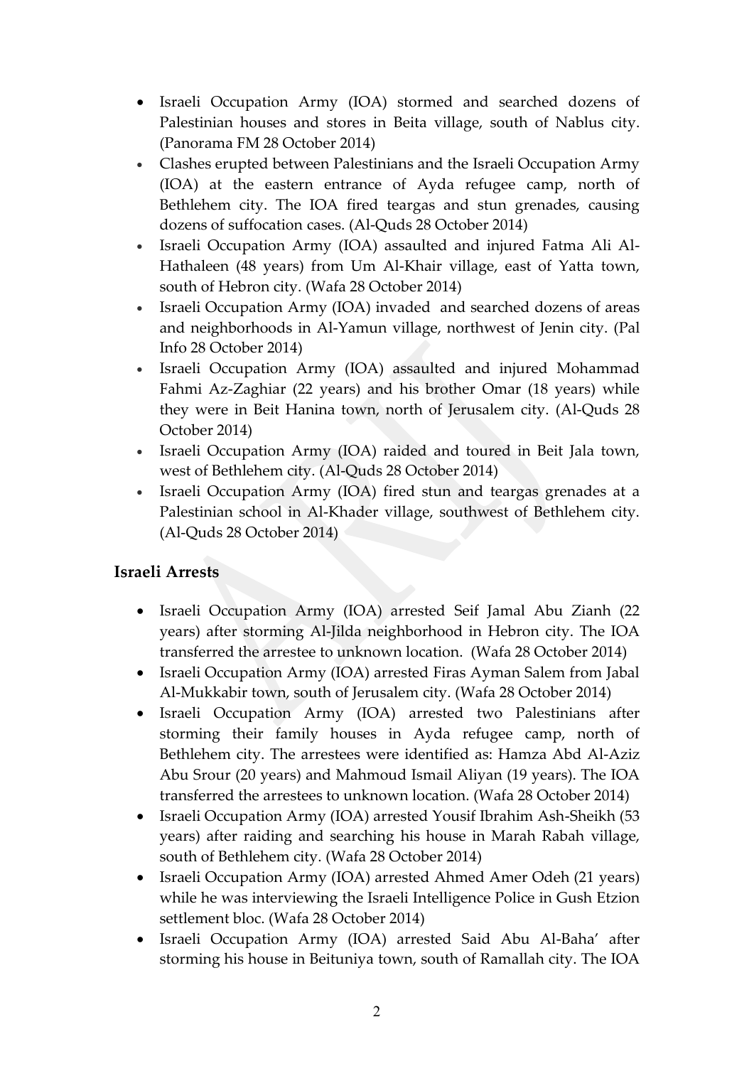- Israeli Occupation Army (IOA) stormed and searched dozens of Palestinian houses and stores in Beita village, south of Nablus city. (Panorama FM 28 October 2014)
- Clashes erupted between Palestinians and the Israeli Occupation Army (IOA) at the eastern entrance of Ayda refugee camp, north of Bethlehem city. The IOA fired teargas and stun grenades, causing dozens of suffocation cases. (Al-Quds 28 October 2014)
- Israeli Occupation Army (IOA) assaulted and injured Fatma Ali Al-Hathaleen (48 years) from Um Al-Khair village, east of Yatta town, south of Hebron city. (Wafa 28 October 2014)
- Israeli Occupation Army (IOA) invaded and searched dozens of areas and neighborhoods in Al-Yamun village, northwest of Jenin city. (Pal Info 28 October 2014)
- Israeli Occupation Army (IOA) assaulted and injured Mohammad Fahmi Az-Zaghiar (22 years) and his brother Omar (18 years) while they were in Beit Hanina town, north of Jerusalem city. (Al-Quds 28 October 2014)
- Israeli Occupation Army (IOA) raided and toured in Beit Jala town, west of Bethlehem city. (Al-Quds 28 October 2014)
- Israeli Occupation Army (IOA) fired stun and teargas grenades at a Palestinian school in Al-Khader village, southwest of Bethlehem city. (Al-Quds 28 October 2014)

### Israeli Arrests

- Israeli Occupation Army (IOA) arrested Seif Jamal Abu Zianh (22 years) after storming Al-Jilda neighborhood in Hebron city. The IOA transferred the arrestee to unknown location. (Wafa 28 October 2014)
- Israeli Occupation Army (IOA) arrested Firas Ayman Salem from Jabal Al-Mukkabir town, south of Jerusalem city. (Wafa 28 October 2014)
- Israeli Occupation Army (IOA) arrested two Palestinians after storming their family houses in Ayda refugee camp, north of Bethlehem city. The arrestees were identified as: Hamza Abd Al-Aziz Abu Srour (20 years) and Mahmoud Ismail Aliyan (19 years). The IOA transferred the arrestees to unknown location. (Wafa 28 October 2014)
- Israeli Occupation Army (IOA) arrested Yousif Ibrahim Ash-Sheikh (53 years) after raiding and searching his house in Marah Rabah village, south of Bethlehem city. (Wafa 28 October 2014)
- Israeli Occupation Army (IOA) arrested Ahmed Amer Odeh (21 years) while he was interviewing the Israeli Intelligence Police in Gush Etzion settlement bloc. (Wafa 28 October 2014)
- Israeli Occupation Army (IOA) arrested Said Abu Al-Baha' after storming his house in Beituniya town, south of Ramallah city. The IOA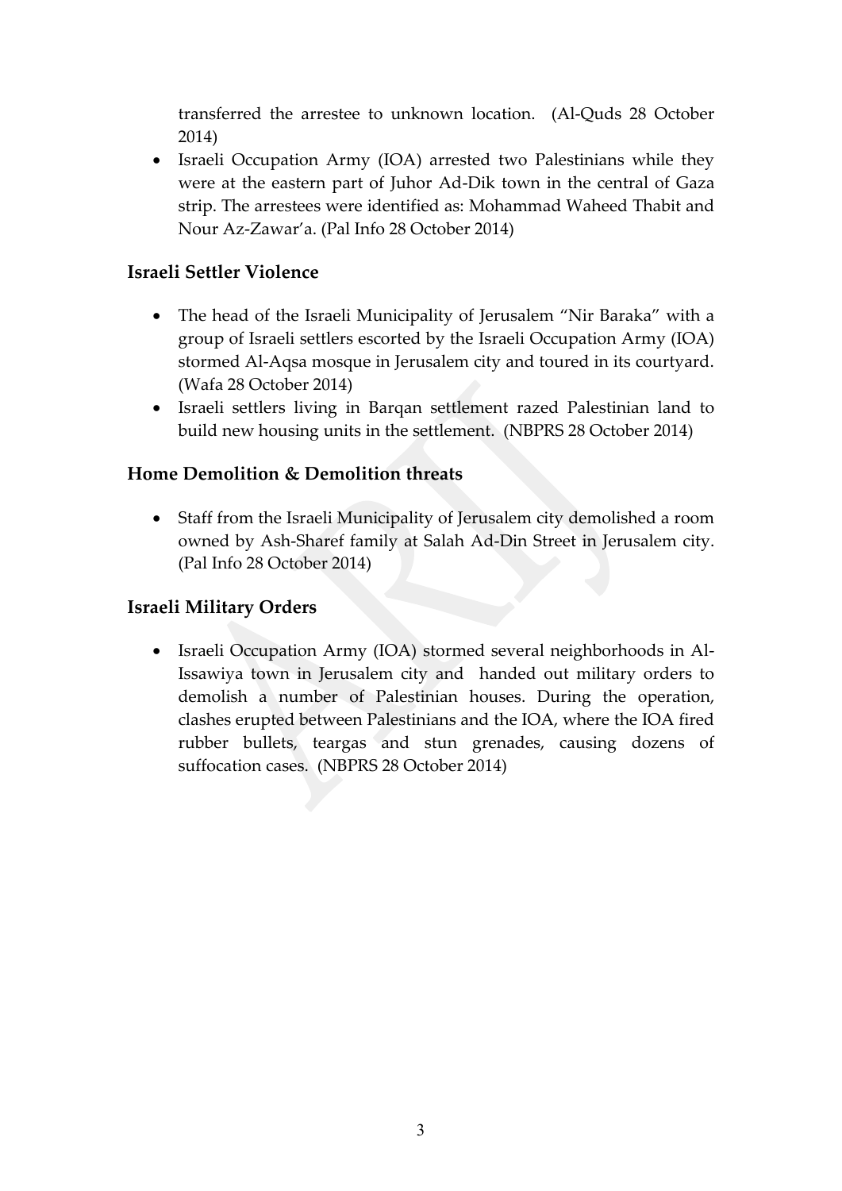transferred the arrestee to unknown location. (Al-Quds 28 October 2014)

- Israeli Occupation Army (IOA) arrested two Palestinians while they were at the eastern part of Juhor Ad-Dik town in the central of Gaza strip. The arrestees were identified as: Mohammad Waheed Thabit and Nour Az-Zawar'a. (Pal Info 28 October 2014)

## Israeli Settler Violence

- The head of the Israeli Municipality of Jerusalem "Nir Baraka" with a group of Israeli settlers escorted by the Israeli Occupation Army (IOA) stormed Al-Aqsa mosque in Jerusalem city and toured in its courtyard. (Wafa 28 October 2014)
- Israeli settlers living in Barqan settlement razed Palestinian land to build new housing units in the settlement. (NBPRS 28 October 2014)

## Home Demolition & Demolition threats

- Staff from the Israeli Municipality of Jerusalem city demolished a room owned by Ash-Sharef family at Salah Ad-Din Street in Jerusalem city. (Pal Info 28 October 2014)

## Israeli Military Orders

- Israeli Occupation Army (IOA) stormed several neighborhoods in Al-Issawiya town in Jerusalem city and handed out military orders to demolish a number of Palestinian houses. During the operation, clashes erupted between Palestinians and the IOA, where the IOA fired rubber bullets, teargas and stun grenades, causing dozens of suffocation cases. (NBPRS 28 October 2014)